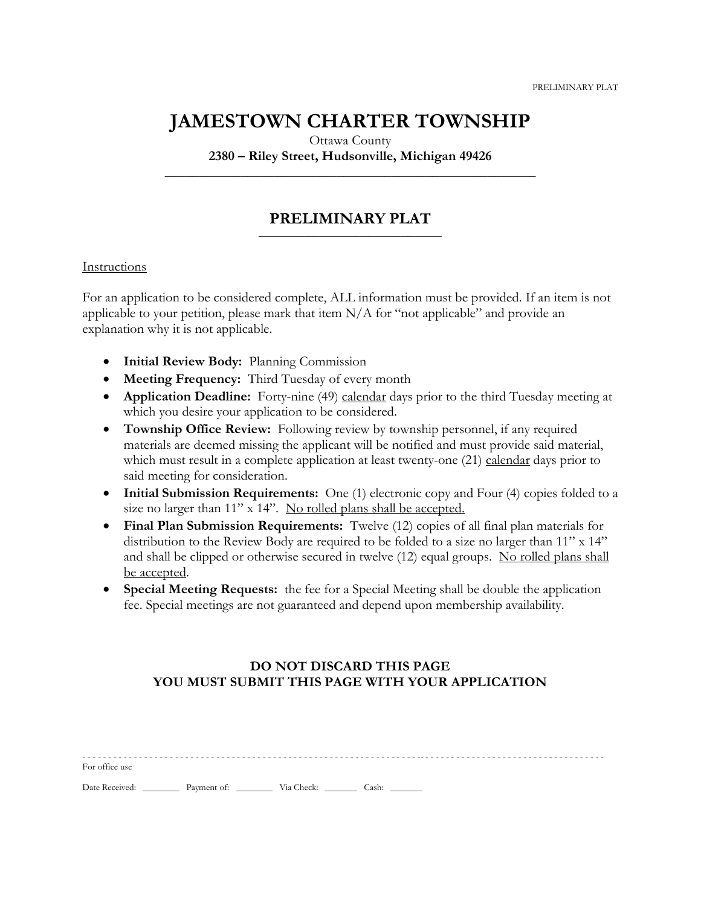# JAMESTOWN CHARTER TOWNSHIP

Ottawa County

**2380 – Riley Street, Hudsonville, Michigan 49426**

## PRELIMINARY PLAT

Instructions

For an application to be considered complete, ALL information must be provided. If an item is not applicable to your petition, please mark that item N/A for "not applicable" and provide an explanation why it is not applicable.

- **Initial Review Body:** Planning Commission
- **Meeting Frequency:** Third Tuesday of every month
- **Application Deadline:** Forty-nine (49) calendar days prior to the third Tuesday meeting at which you desire your application to be considered.
- **Township Office Review:** Following review by township personnel, if any required materials are deemed missing the applicant will be notified and must provide said material, which must result in a complete application at least twenty-one (21) calendar days prior to said meeting for consideration.
- **Initial Submission Requirements:** One (1) electronic copy and Four (4) copies folded to a size no larger than 11" x 14". No rolled plans shall be accepted.
- **Final Plan Submission Requirements:** Twelve (12) copies of all final plan materials for distribution to the Review Body are required to be folded to a size no larger than 11" x 14" and shall be clipped or otherwise secured in twelve (12) equal groups. No rolled plans shall be accepted.
- **Special Meeting Requests:** the fee for a Special Meeting shall be double the application fee. Special meetings are not guaranteed and depend upon membership availability.

**DO NOT DISCARD THIS PAGE**
**YOU MUST SUBMIT THIS PAGE WITH YOUR APPLICATION**

---

For office use

Date Received: ________ Payment of: ________ Via Check: _______ Cash: _______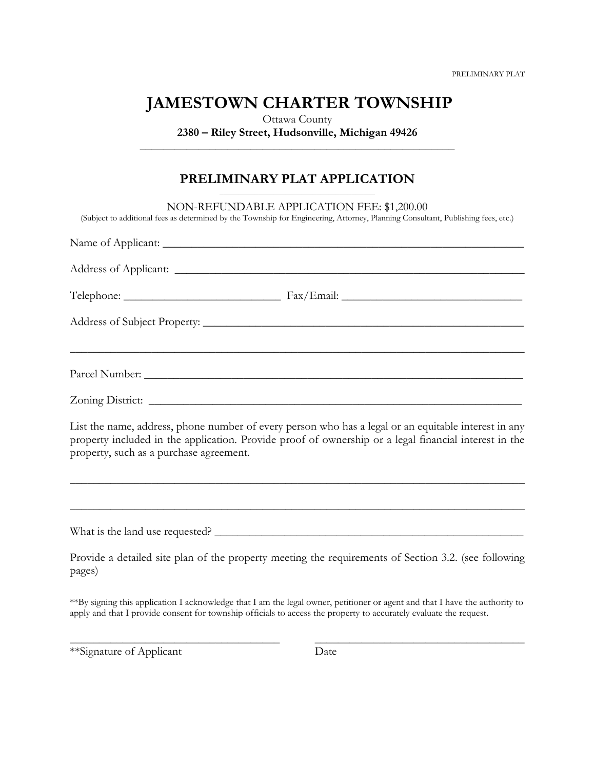# JAMESTOWN CHARTER TOWNSHIP

Ottawa County

**2380 – Riley Street, Hudsonville, Michigan 49426**

## PRELIMINARY PLAT APPLICATION

NON-REFUNDABLE APPLICATION FEE: $1,200.00

(Subject to additional fees as determined by the Township for Engineering, Attorney, Planning Consultant, Publishing fees, etc.)

Name of Applicant: ___________________________________________________________

Address of Applicant: _________________________________________________________

Telephone: ___________________________ Fax/Email: ________________________________

Address of Subject Property: ____________________________________________________

______________________________________________________________________________

Parcel Number: _______________________________________________________________

Zoning District: _______________________________________________________________

List the name, address, phone number of every person who has a legal or an equitable interest in any property included in the application. Provide proof of ownership or a legal financial interest in the property, such as a purchase agreement.

______________________________________________________________________________

______________________________________________________________________________

What is the land use requested? _________________________________________________

Provide a detailed site plan of the property meeting the requirements of Section 3.2. (see following pages)

**By signing this application I acknowledge that I am the legal owner, petitioner or agent and that I have the authority to apply and that I provide consent for township officials to access the property to accurately evaluate the request.

_____________________________________ _____________________________________

**Signature of Applicant Date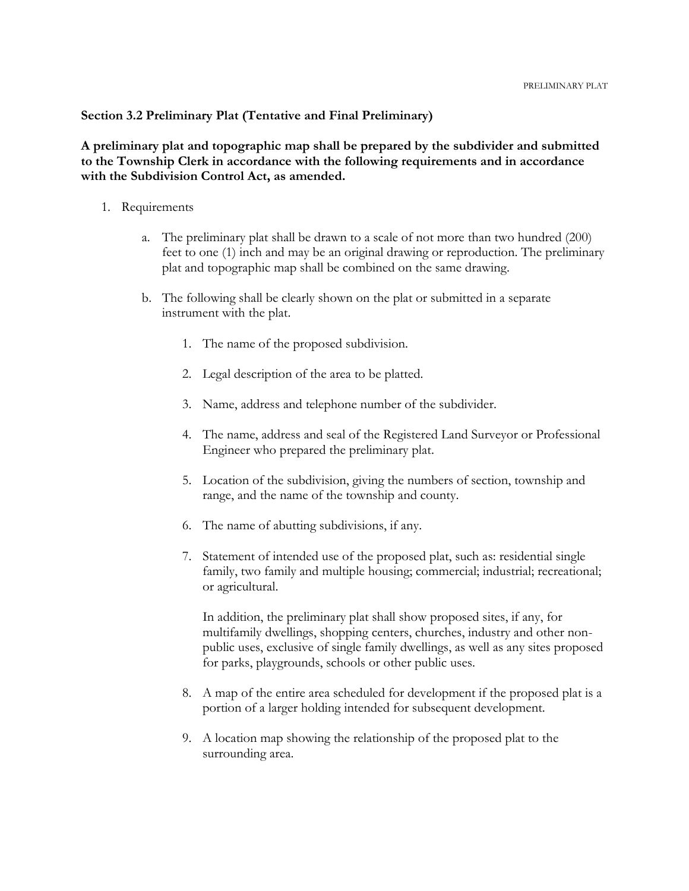**Section 3.2 Preliminary Plat (Tentative and Final Preliminary)**

**A preliminary plat and topographic map shall be prepared by the subdivider and submitted to the Township Clerk in accordance with the following requirements and in accordance with the Subdivision Control Act, as amended.**

1. Requirements

   a. The preliminary plat shall be drawn to a scale of not more than two hundred (200) feet to one (1) inch and may be an original drawing or reproduction. The preliminary plat and topographic map shall be combined on the same drawing.

   b. The following shall be clearly shown on the plat or submitted in a separate instrument with the plat.

      1. The name of the proposed subdivision.

      2. Legal description of the area to be platted.

      3. Name, address and telephone number of the subdivider.

      4. The name, address and seal of the Registered Land Surveyor or Professional Engineer who prepared the preliminary plat.

      5. Location of the subdivision, giving the numbers of section, township and range, and the name of the township and county.

      6. The name of abutting subdivisions, if any.

      7. Statement of intended use of the proposed plat, such as: residential single family, two family and multiple housing; commercial; industrial; recreational; or agricultural.

         In addition, the preliminary plat shall show proposed sites, if any, for multifamily dwellings, shopping centers, churches, industry and other non-public uses, exclusive of single family dwellings, as well as any sites proposed for parks, playgrounds, schools or other public uses.

      8. A map of the entire area scheduled for development if the proposed plat is a portion of a larger holding intended for subsequent development.

      9. A location map showing the relationship of the proposed plat to the surrounding area.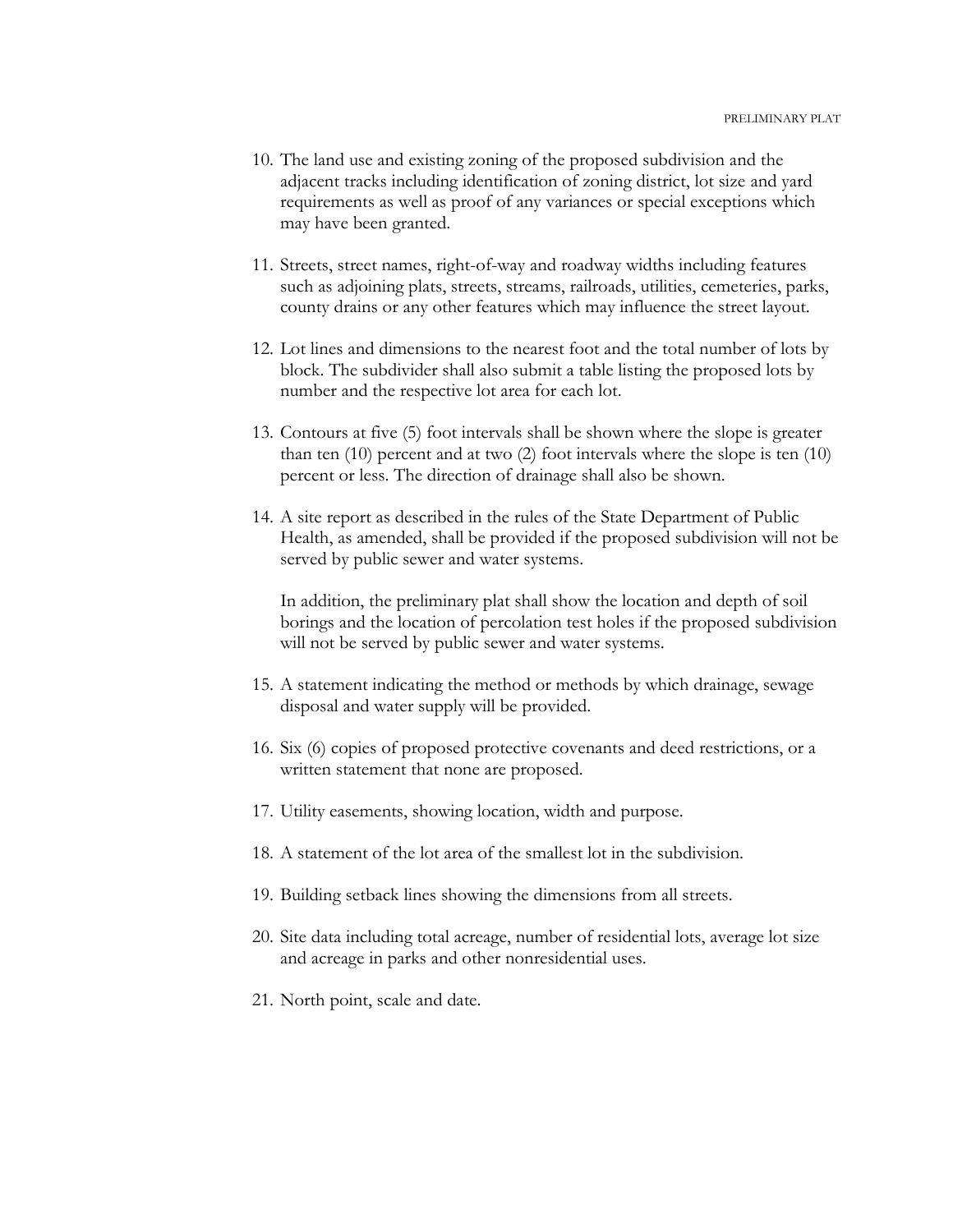10. The land use and existing zoning of the proposed subdivision and the adjacent tracks including identification of zoning district, lot size and yard requirements as well as proof of any variances or special exceptions which may have been granted.

11. Streets, street names, right-of-way and roadway widths including features such as adjoining plats, streets, streams, railroads, utilities, cemeteries, parks, county drains or any other features which may influence the street layout.

12. Lot lines and dimensions to the nearest foot and the total number of lots by block. The subdivider shall also submit a table listing the proposed lots by number and the respective lot area for each lot.

13. Contours at five (5) foot intervals shall be shown where the slope is greater than ten (10) percent and at two (2) foot intervals where the slope is ten (10) percent or less. The direction of drainage shall also be shown.

14. A site report as described in the rules of the State Department of Public Health, as amended, shall be provided if the proposed subdivision will not be served by public sewer and water systems.

    In addition, the preliminary plat shall show the location and depth of soil borings and the location of percolation test holes if the proposed subdivision will not be served by public sewer and water systems.

15. A statement indicating the method or methods by which drainage, sewage disposal and water supply will be provided.

16. Six (6) copies of proposed protective covenants and deed restrictions, or a written statement that none are proposed.

17. Utility easements, showing location, width and purpose.

18. A statement of the lot area of the smallest lot in the subdivision.

19. Building setback lines showing the dimensions from all streets.

20. Site data including total acreage, number of residential lots, average lot size and acreage in parks and other nonresidential uses.

21. North point, scale and date.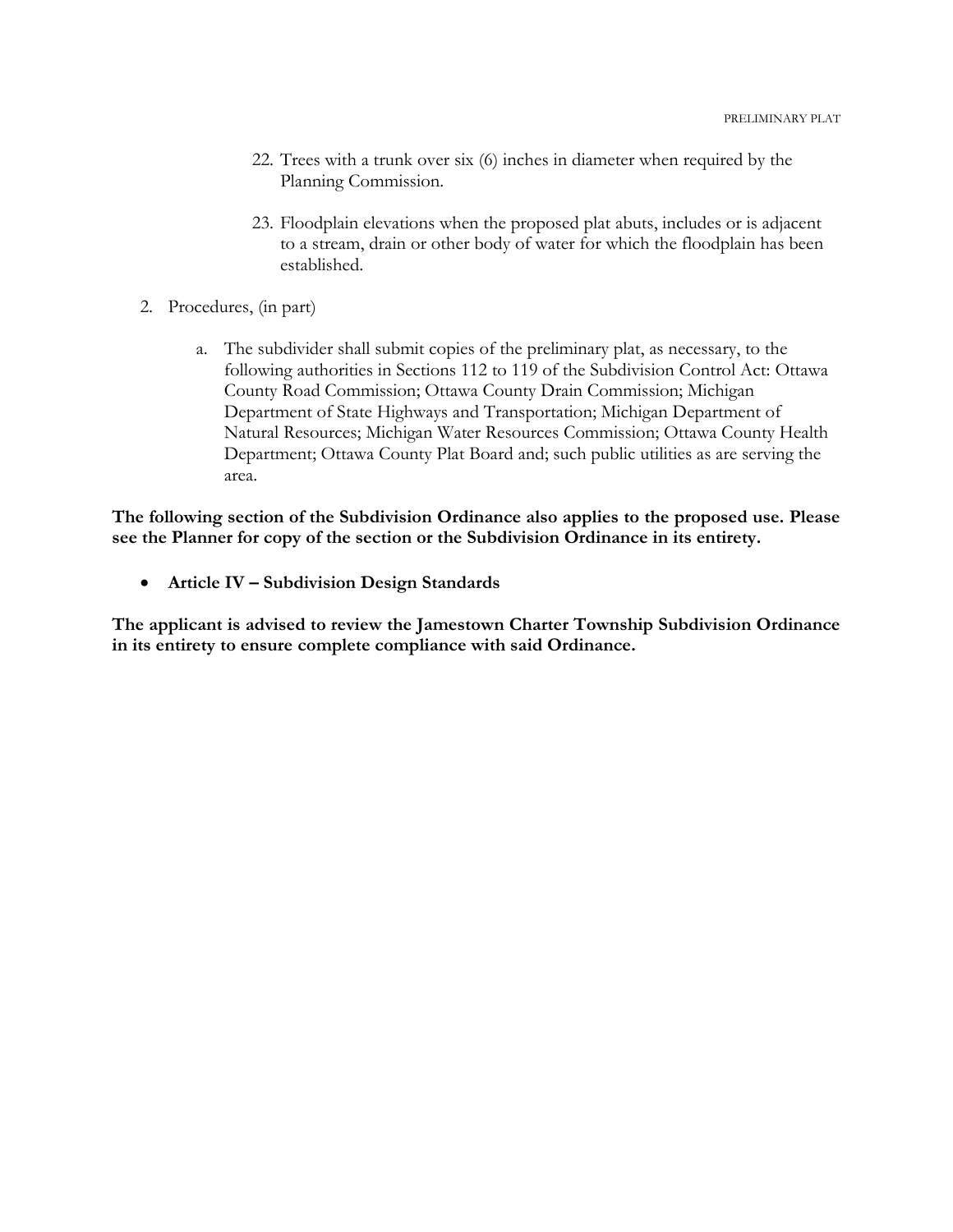22. Trees with a trunk over six (6) inches in diameter when required by the Planning Commission.

23. Floodplain elevations when the proposed plat abuts, includes or is adjacent to a stream, drain or other body of water for which the floodplain has been established.

2. Procedures, (in part)

   a. The subdivider shall submit copies of the preliminary plat, as necessary, to the following authorities in Sections 112 to 119 of the Subdivision Control Act: Ottawa County Road Commission; Ottawa County Drain Commission; Michigan Department of State Highways and Transportation; Michigan Department of Natural Resources; Michigan Water Resources Commission; Ottawa County Health Department; Ottawa County Plat Board and; such public utilities as are serving the area.

**The following section of the Subdivision Ordinance also applies to the proposed use. Please see the Planner for copy of the section or the Subdivision Ordinance in its entirety.**

- **Article IV – Subdivision Design Standards**

**The applicant is advised to review the Jamestown Charter Township Subdivision Ordinance in its entirety to ensure complete compliance with said Ordinance.**